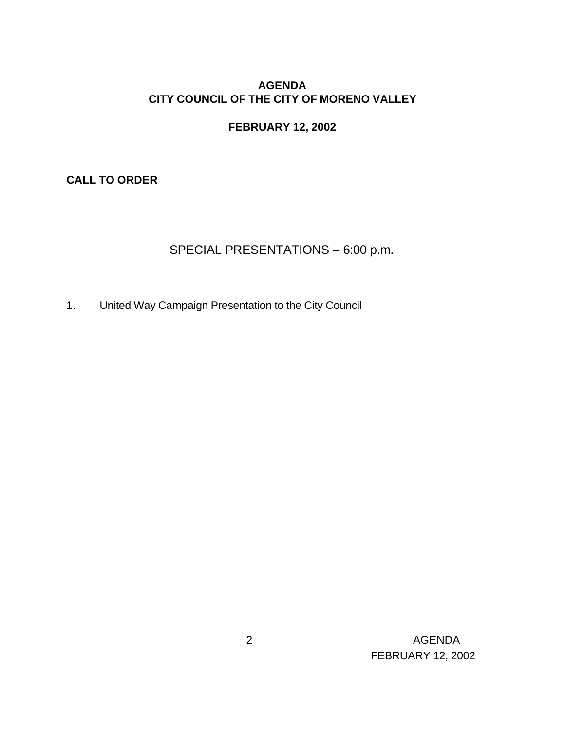# AGENDA
# CITY COUNCIL OF THE CITY OF MORENO VALLEY

## FEBRUARY 12, 2002

**CALL TO ORDER**

## SPECIAL PRESENTATIONS – 6:00 p.m.

1. United Way Campaign Presentation to the City Council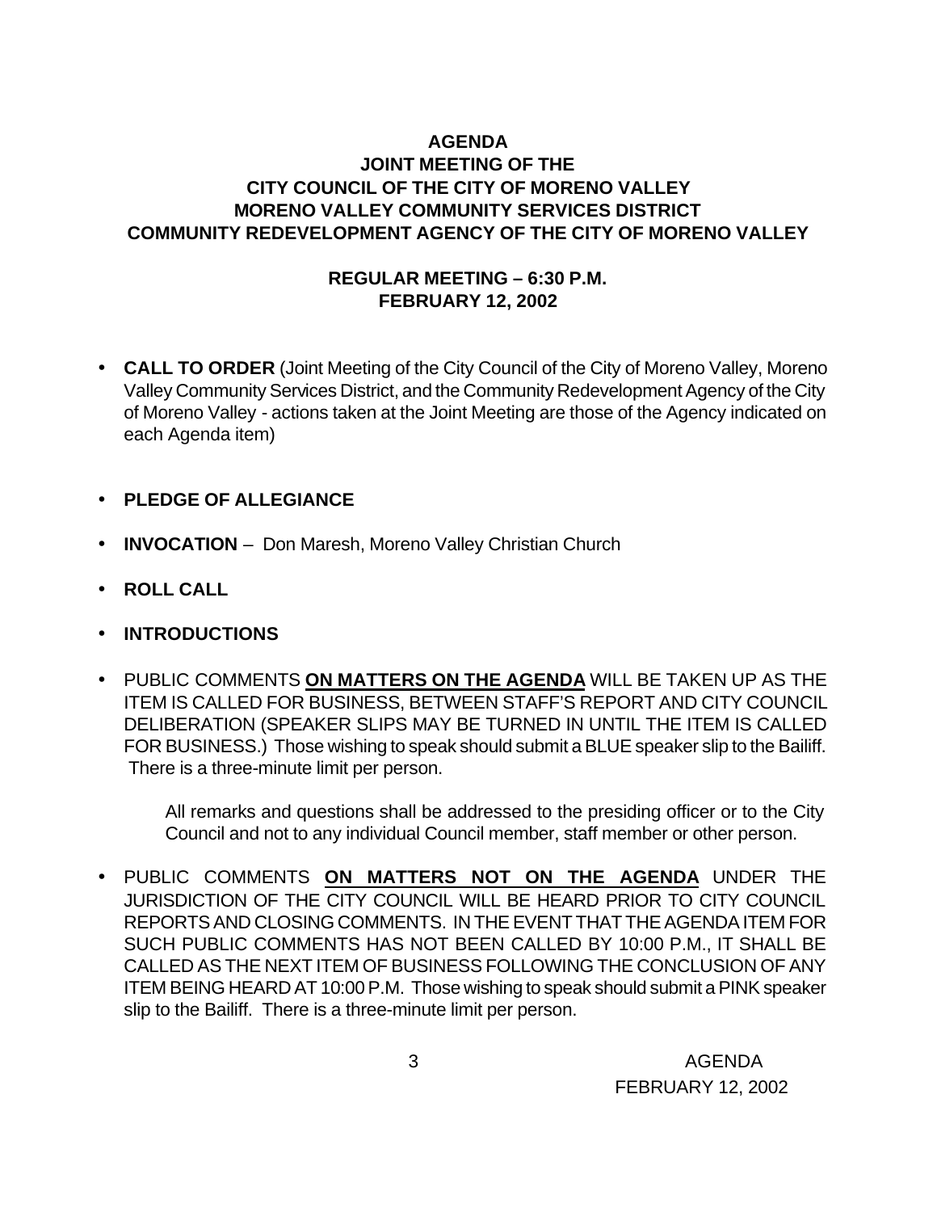**AGENDA**
**JOINT MEETING OF THE**
**CITY COUNCIL OF THE CITY OF MORENO VALLEY**
**MORENO VALLEY COMMUNITY SERVICES DISTRICT**
**COMMUNITY REDEVELOPMENT AGENCY OF THE CITY OF MORENO VALLEY**

**REGULAR MEETING – 6:30 P.M.**
**FEBRUARY 12, 2002**

- **CALL TO ORDER** (Joint Meeting of the City Council of the City of Moreno Valley, Moreno Valley Community Services District, and the Community Redevelopment Agency of the City of Moreno Valley - actions taken at the Joint Meeting are those of the Agency indicated on each Agenda item)

- **PLEDGE OF ALLEGIANCE**

- **INVOCATION** – Don Maresh, Moreno Valley Christian Church

- **ROLL CALL**

- **INTRODUCTIONS**

- PUBLIC COMMENTS **ON MATTERS ON THE AGENDA** WILL BE TAKEN UP AS THE ITEM IS CALLED FOR BUSINESS, BETWEEN STAFF'S REPORT AND CITY COUNCIL DELIBERATION (SPEAKER SLIPS MAY BE TURNED IN UNTIL THE ITEM IS CALLED FOR BUSINESS.) Those wishing to speak should submit a BLUE speaker slip to the Bailiff. There is a three-minute limit per person.

  All remarks and questions shall be addressed to the presiding officer or to the City Council and not to any individual Council member, staff member or other person.

- PUBLIC COMMENTS **ON MATTERS NOT ON THE AGENDA** UNDER THE JURISDICTION OF THE CITY COUNCIL WILL BE HEARD PRIOR TO CITY COUNCIL REPORTS AND CLOSING COMMENTS. IN THE EVENT THAT THE AGENDA ITEM FOR SUCH PUBLIC COMMENTS HAS NOT BEEN CALLED BY 10:00 P.M., IT SHALL BE CALLED AS THE NEXT ITEM OF BUSINESS FOLLOWING THE CONCLUSION OF ANY ITEM BEING HEARD AT 10:00 P.M. Those wishing to speak should submit a PINK speaker slip to the Bailiff. There is a three-minute limit per person.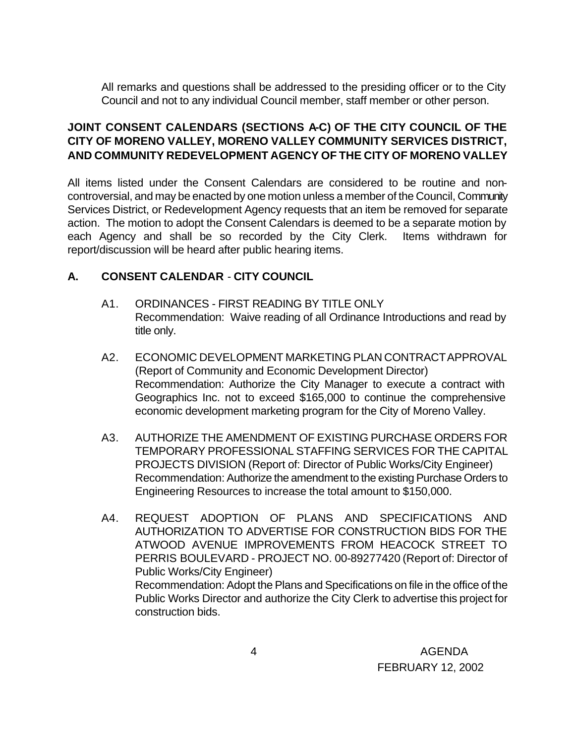All remarks and questions shall be addressed to the presiding officer or to the City Council and not to any individual Council member, staff member or other person.

**JOINT CONSENT CALENDARS (SECTIONS A-C) OF THE CITY COUNCIL OF THE CITY OF MORENO VALLEY, MORENO VALLEY COMMUNITY SERVICES DISTRICT, AND COMMUNITY REDEVELOPMENT AGENCY OF THE CITY OF MORENO VALLEY**

All items listed under the Consent Calendars are considered to be routine and non-controversial, and may be enacted by one motion unless a member of the Council, Community Services District, or Redevelopment Agency requests that an item be removed for separate action. The motion to adopt the Consent Calendars is deemed to be a separate motion by each Agency and shall be so recorded by the City Clerk. Items withdrawn for report/discussion will be heard after public hearing items.

## A. CONSENT CALENDAR - CITY COUNCIL

A1. ORDINANCES - FIRST READING BY TITLE ONLY
Recommendation: Waive reading of all Ordinance Introductions and read by title only.

A2. ECONOMIC DEVELOPMENT MARKETING PLAN CONTRACT APPROVAL (Report of Community and Economic Development Director)
Recommendation: Authorize the City Manager to execute a contract with Geographics Inc. not to exceed $165,000 to continue the comprehensive economic development marketing program for the City of Moreno Valley.

A3. AUTHORIZE THE AMENDMENT OF EXISTING PURCHASE ORDERS FOR TEMPORARY PROFESSIONAL STAFFING SERVICES FOR THE CAPITAL PROJECTS DIVISION (Report of: Director of Public Works/City Engineer)
Recommendation: Authorize the amendment to the existing Purchase Orders to Engineering Resources to increase the total amount to $150,000.

A4. REQUEST ADOPTION OF PLANS AND SPECIFICATIONS AND AUTHORIZATION TO ADVERTISE FOR CONSTRUCTION BIDS FOR THE ATWOOD AVENUE IMPROVEMENTS FROM HEACOCK STREET TO PERRIS BOULEVARD - PROJECT NO. 00-89277420 (Report of: Director of Public Works/City Engineer)
Recommendation: Adopt the Plans and Specifications on file in the office of the Public Works Director and authorize the City Clerk to advertise this project for construction bids.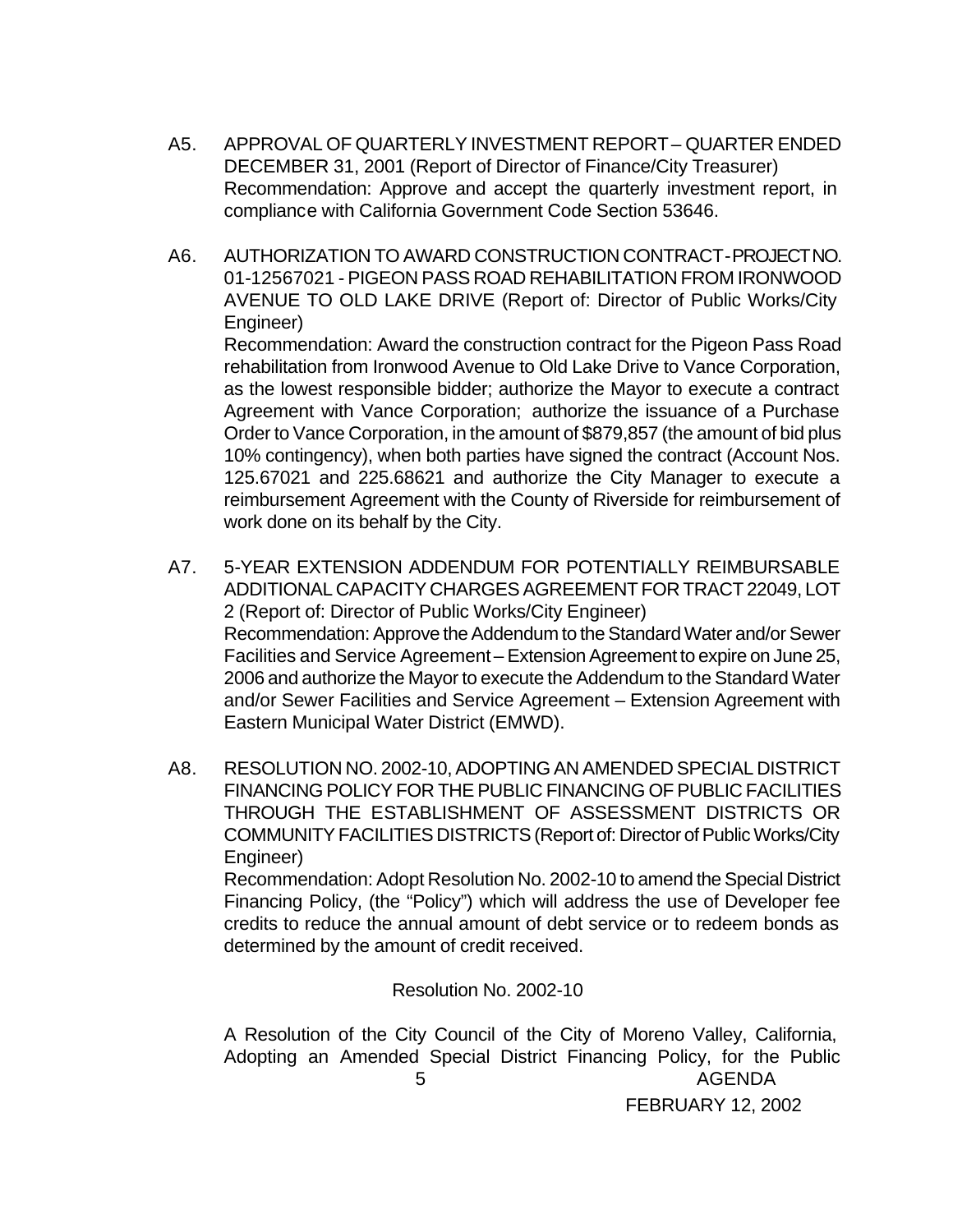A5. APPROVAL OF QUARTERLY INVESTMENT REPORT – QUARTER ENDED DECEMBER 31, 2001 (Report of Director of Finance/City Treasurer)
Recommendation: Approve and accept the quarterly investment report, in compliance with California Government Code Section 53646.

A6. AUTHORIZATION TO AWARD CONSTRUCTION CONTRACT - PROJECT NO. 01-12567021 - PIGEON PASS ROAD REHABILITATION FROM IRONWOOD AVENUE TO OLD LAKE DRIVE (Report of: Director of Public Works/City Engineer)
Recommendation: Award the construction contract for the Pigeon Pass Road rehabilitation from Ironwood Avenue to Old Lake Drive to Vance Corporation, as the lowest responsible bidder; authorize the Mayor to execute a contract Agreement with Vance Corporation; authorize the issuance of a Purchase Order to Vance Corporation, in the amount of $879,857 (the amount of bid plus 10% contingency), when both parties have signed the contract (Account Nos. 125.67021 and 225.68621 and authorize the City Manager to execute a reimbursement Agreement with the County of Riverside for reimbursement of work done on its behalf by the City.

A7. 5-YEAR EXTENSION ADDENDUM FOR POTENTIALLY REIMBURSABLE ADDITIONAL CAPACITY CHARGES AGREEMENT FOR TRACT 22049, LOT 2 (Report of: Director of Public Works/City Engineer)
Recommendation: Approve the Addendum to the Standard Water and/or Sewer Facilities and Service Agreement – Extension Agreement to expire on June 25, 2006 and authorize the Mayor to execute the Addendum to the Standard Water and/or Sewer Facilities and Service Agreement – Extension Agreement with Eastern Municipal Water District (EMWD).

A8. RESOLUTION NO. 2002-10, ADOPTING AN AMENDED SPECIAL DISTRICT FINANCING POLICY FOR THE PUBLIC FINANCING OF PUBLIC FACILITIES THROUGH THE ESTABLISHMENT OF ASSESSMENT DISTRICTS OR COMMUNITY FACILITIES DISTRICTS (Report of: Director of Public Works/City Engineer)
Recommendation: Adopt Resolution No. 2002-10 to amend the Special District Financing Policy, (the "Policy") which will address the use of Developer fee credits to reduce the annual amount of debt service or to redeem bonds as determined by the amount of credit received.

Resolution No. 2002-10

A Resolution of the City Council of the City of Moreno Valley, California, Adopting an Amended Special District Financing Policy, for the Public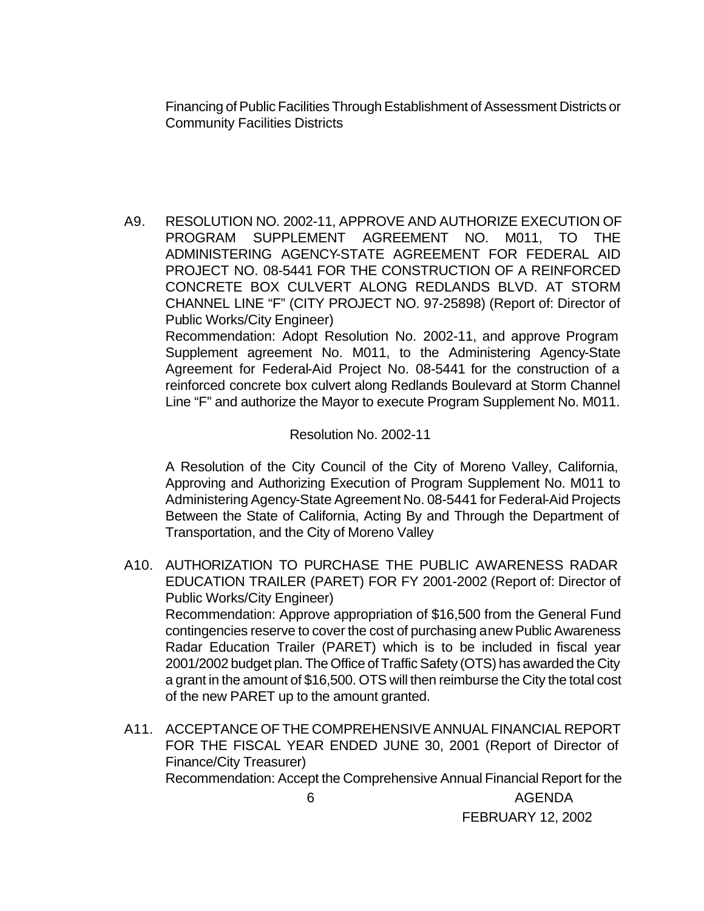Financing of Public Facilities Through Establishment of Assessment Districts or Community Facilities Districts

A9. RESOLUTION NO. 2002-11, APPROVE AND AUTHORIZE EXECUTION OF PROGRAM SUPPLEMENT AGREEMENT NO. M011, TO THE ADMINISTERING AGENCY-STATE AGREEMENT FOR FEDERAL AID PROJECT NO. 08-5441 FOR THE CONSTRUCTION OF A REINFORCED CONCRETE BOX CULVERT ALONG REDLANDS BLVD. AT STORM CHANNEL LINE "F" (CITY PROJECT NO. 97-25898) (Report of: Director of Public Works/City Engineer)

Recommendation: Adopt Resolution No. 2002-11, and approve Program Supplement agreement No. M011, to the Administering Agency-State Agreement for Federal-Aid Project No. 08-5441 for the construction of a reinforced concrete box culvert along Redlands Boulevard at Storm Channel Line "F" and authorize the Mayor to execute Program Supplement No. M011.

Resolution No. 2002-11

A Resolution of the City Council of the City of Moreno Valley, California, Approving and Authorizing Execution of Program Supplement No. M011 to Administering Agency-State Agreement No. 08-5441 for Federal-Aid Projects Between the State of California, Acting By and Through the Department of Transportation, and the City of Moreno Valley

A10. AUTHORIZATION TO PURCHASE THE PUBLIC AWARENESS RADAR EDUCATION TRAILER (PARET) FOR FY 2001-2002 (Report of: Director of Public Works/City Engineer)

Recommendation: Approve appropriation of $16,500 from the General Fund contingencies reserve to cover the cost of purchasing a new Public Awareness Radar Education Trailer (PARET) which is to be included in fiscal year 2001/2002 budget plan. The Office of Traffic Safety (OTS) has awarded the City a grant in the amount of $16,500. OTS will then reimburse the City the total cost of the new PARET up to the amount granted.

A11. ACCEPTANCE OF THE COMPREHENSIVE ANNUAL FINANCIAL REPORT FOR THE FISCAL YEAR ENDED JUNE 30, 2001 (Report of Director of Finance/City Treasurer)

Recommendation: Accept the Comprehensive Annual Financial Report for the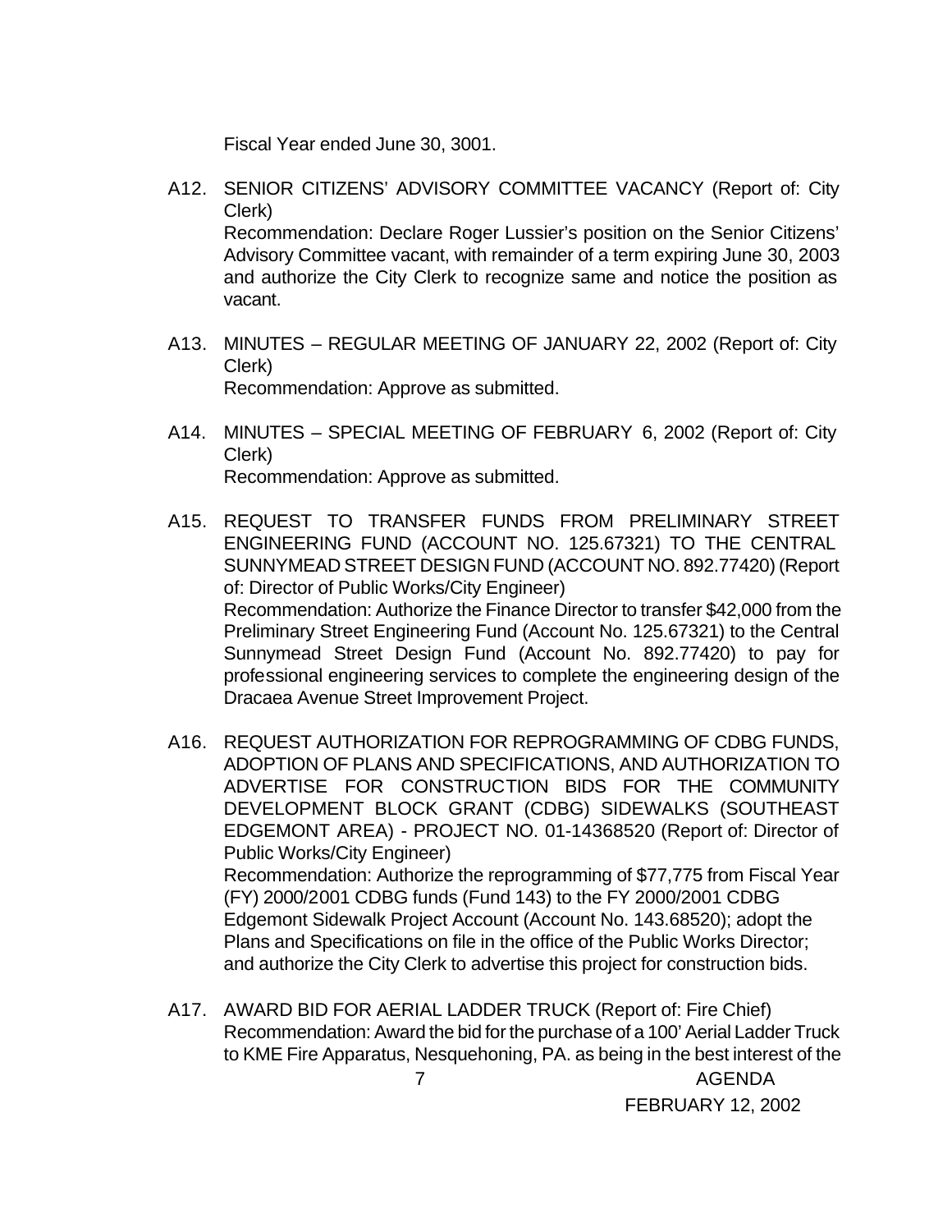Fiscal Year ended June 30, 3001.

A12. SENIOR CITIZENS' ADVISORY COMMITTEE VACANCY (Report of: City Clerk)
Recommendation: Declare Roger Lussier's position on the Senior Citizens' Advisory Committee vacant, with remainder of a term expiring June 30, 2003 and authorize the City Clerk to recognize same and notice the position as vacant.

A13. MINUTES – REGULAR MEETING OF JANUARY 22, 2002 (Report of: City Clerk)
Recommendation: Approve as submitted.

A14. MINUTES – SPECIAL MEETING OF FEBRUARY 6, 2002 (Report of: City Clerk)
Recommendation: Approve as submitted.

A15. REQUEST TO TRANSFER FUNDS FROM PRELIMINARY STREET ENGINEERING FUND (ACCOUNT NO. 125.67321) TO THE CENTRAL SUNNYMEAD STREET DESIGN FUND (ACCOUNT NO. 892.77420) (Report of: Director of Public Works/City Engineer)
Recommendation: Authorize the Finance Director to transfer $42,000 from the Preliminary Street Engineering Fund (Account No. 125.67321) to the Central Sunnymead Street Design Fund (Account No. 892.77420) to pay for professional engineering services to complete the engineering design of the Dracaea Avenue Street Improvement Project.

A16. REQUEST AUTHORIZATION FOR REPROGRAMMING OF CDBG FUNDS, ADOPTION OF PLANS AND SPECIFICATIONS, AND AUTHORIZATION TO ADVERTISE FOR CONSTRUCTION BIDS FOR THE COMMUNITY DEVELOPMENT BLOCK GRANT (CDBG) SIDEWALKS (SOUTHEAST EDGEMONT AREA) - PROJECT NO. 01-14368520 (Report of: Director of Public Works/City Engineer)
Recommendation: Authorize the reprogramming of $77,775 from Fiscal Year (FY) 2000/2001 CDBG funds (Fund 143) to the FY 2000/2001 CDBG Edgemont Sidewalk Project Account (Account No. 143.68520); adopt the Plans and Specifications on file in the office of the Public Works Director; and authorize the City Clerk to advertise this project for construction bids.

A17. AWARD BID FOR AERIAL LADDER TRUCK (Report of: Fire Chief)
Recommendation: Award the bid for the purchase of a 100' Aerial Ladder Truck to KME Fire Apparatus, Nesquehoning, PA. as being in the best interest of the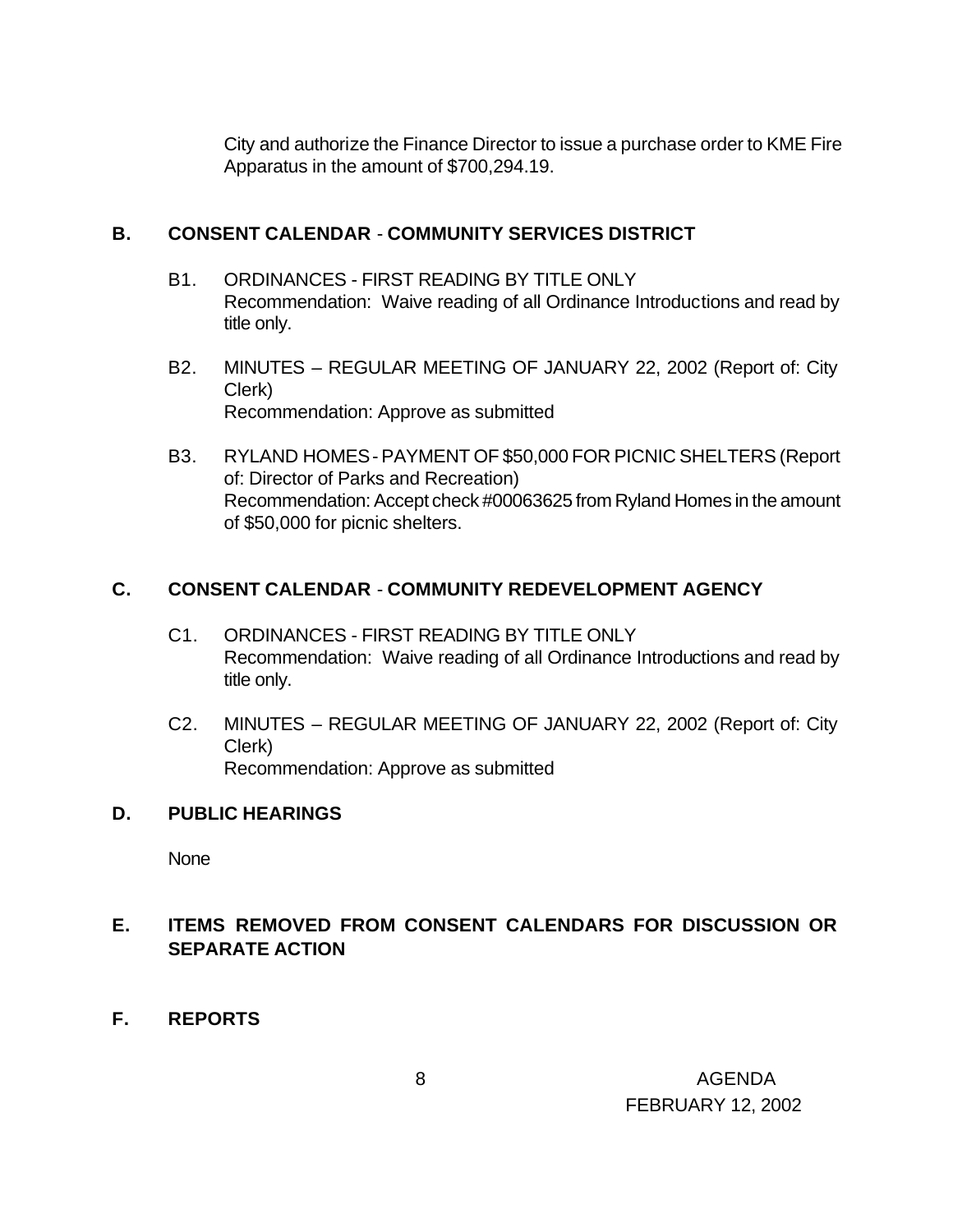City and authorize the Finance Director to issue a purchase order to KME Fire Apparatus in the amount of $700,294.19.

## B. CONSENT CALENDAR - COMMUNITY SERVICES DISTRICT

B1. ORDINANCES - FIRST READING BY TITLE ONLY
Recommendation: Waive reading of all Ordinance Introductions and read by title only.

B2. MINUTES – REGULAR MEETING OF JANUARY 22, 2002 (Report of: City Clerk)
Recommendation: Approve as submitted

B3. RYLAND HOMES - PAYMENT OF $50,000 FOR PICNIC SHELTERS (Report of: Director of Parks and Recreation)
Recommendation: Accept check #00063625 from Ryland Homes in the amount of $50,000 for picnic shelters.

## C. CONSENT CALENDAR - COMMUNITY REDEVELOPMENT AGENCY

C1. ORDINANCES - FIRST READING BY TITLE ONLY
Recommendation: Waive reading of all Ordinance Introductions and read by title only.

C2. MINUTES – REGULAR MEETING OF JANUARY 22, 2002 (Report of: City Clerk)
Recommendation: Approve as submitted

## D. PUBLIC HEARINGS

None

## E. ITEMS REMOVED FROM CONSENT CALENDARS FOR DISCUSSION OR SEPARATE ACTION

## F. REPORTS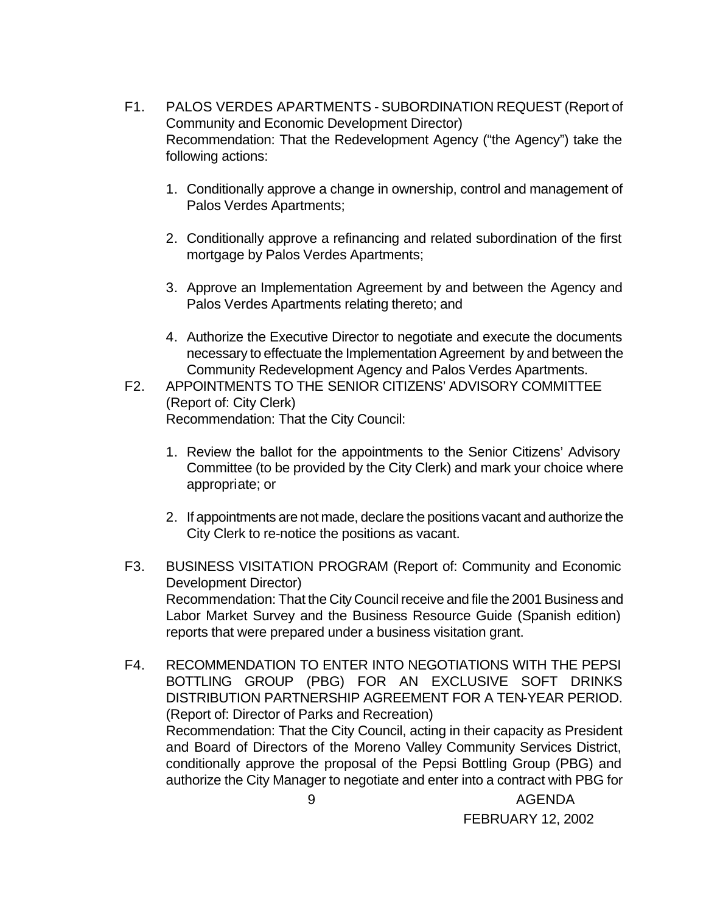F1. PALOS VERDES APARTMENTS - SUBORDINATION REQUEST (Report of Community and Economic Development Director)
Recommendation: That the Redevelopment Agency ("the Agency") take the following actions:

1. Conditionally approve a change in ownership, control and management of Palos Verdes Apartments;

2. Conditionally approve a refinancing and related subordination of the first mortgage by Palos Verdes Apartments;

3. Approve an Implementation Agreement by and between the Agency and Palos Verdes Apartments relating thereto; and

4. Authorize the Executive Director to negotiate and execute the documents necessary to effectuate the Implementation Agreement by and between the Community Redevelopment Agency and Palos Verdes Apartments.

F2. APPOINTMENTS TO THE SENIOR CITIZENS' ADVISORY COMMITTEE (Report of: City Clerk)
Recommendation: That the City Council:

1. Review the ballot for the appointments to the Senior Citizens' Advisory Committee (to be provided by the City Clerk) and mark your choice where appropriate; or

2. If appointments are not made, declare the positions vacant and authorize the City Clerk to re-notice the positions as vacant.

F3. BUSINESS VISITATION PROGRAM (Report of: Community and Economic Development Director)
Recommendation: That the City Council receive and file the 2001 Business and Labor Market Survey and the Business Resource Guide (Spanish edition) reports that were prepared under a business visitation grant.

F4. RECOMMENDATION TO ENTER INTO NEGOTIATIONS WITH THE PEPSI BOTTLING GROUP (PBG) FOR AN EXCLUSIVE SOFT DRINKS DISTRIBUTION PARTNERSHIP AGREEMENT FOR A TEN-YEAR PERIOD. (Report of: Director of Parks and Recreation)
Recommendation: That the City Council, acting in their capacity as President and Board of Directors of the Moreno Valley Community Services District, conditionally approve the proposal of the Pepsi Bottling Group (PBG) and authorize the City Manager to negotiate and enter into a contract with PBG for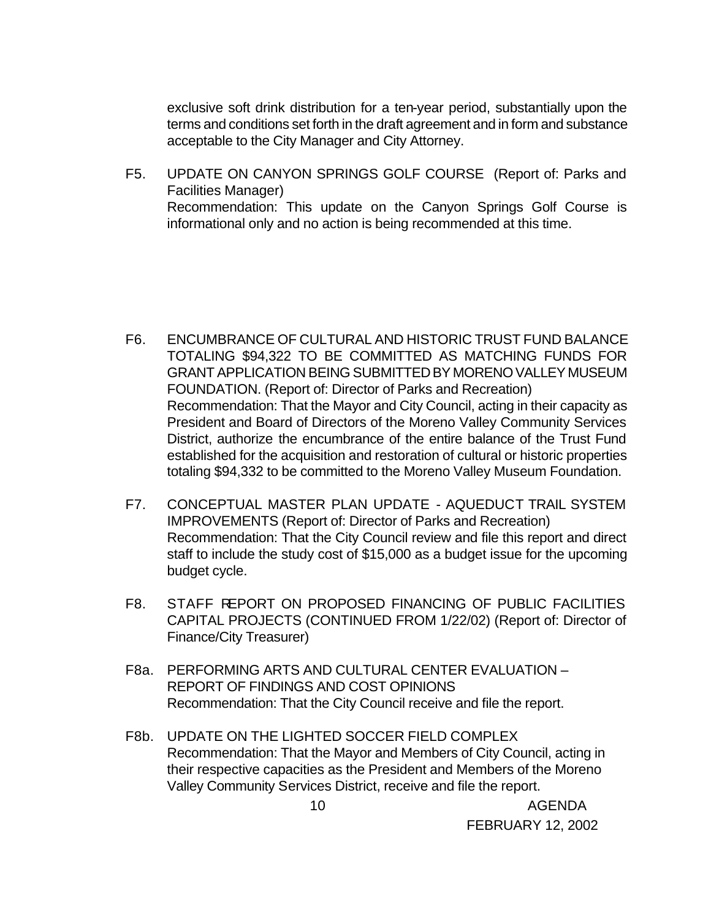exclusive soft drink distribution for a ten-year period, substantially upon the terms and conditions set forth in the draft agreement and in form and substance acceptable to the City Manager and City Attorney.

F5. UPDATE ON CANYON SPRINGS GOLF COURSE (Report of: Parks and Facilities Manager)
Recommendation: This update on the Canyon Springs Golf Course is informational only and no action is being recommended at this time.

F6. ENCUMBRANCE OF CULTURAL AND HISTORIC TRUST FUND BALANCE TOTALING $94,322 TO BE COMMITTED AS MATCHING FUNDS FOR GRANT APPLICATION BEING SUBMITTED BY MORENO VALLEY MUSEUM FOUNDATION. (Report of: Director of Parks and Recreation)
Recommendation: That the Mayor and City Council, acting in their capacity as President and Board of Directors of the Moreno Valley Community Services District, authorize the encumbrance of the entire balance of the Trust Fund established for the acquisition and restoration of cultural or historic properties totaling $94,332 to be committed to the Moreno Valley Museum Foundation.

F7. CONCEPTUAL MASTER PLAN UPDATE - AQUEDUCT TRAIL SYSTEM IMPROVEMENTS (Report of: Director of Parks and Recreation)
Recommendation: That the City Council review and file this report and direct staff to include the study cost of $15,000 as a budget issue for the upcoming budget cycle.

F8. STAFF REPORT ON PROPOSED FINANCING OF PUBLIC FACILITIES CAPITAL PROJECTS (CONTINUED FROM 1/22/02) (Report of: Director of Finance/City Treasurer)

F8a. PERFORMING ARTS AND CULTURAL CENTER EVALUATION – REPORT OF FINDINGS AND COST OPINIONS
Recommendation: That the City Council receive and file the report.

F8b. UPDATE ON THE LIGHTED SOCCER FIELD COMPLEX
Recommendation: That the Mayor and Members of City Council, acting in their respective capacities as the President and Members of the Moreno Valley Community Services District, receive and file the report.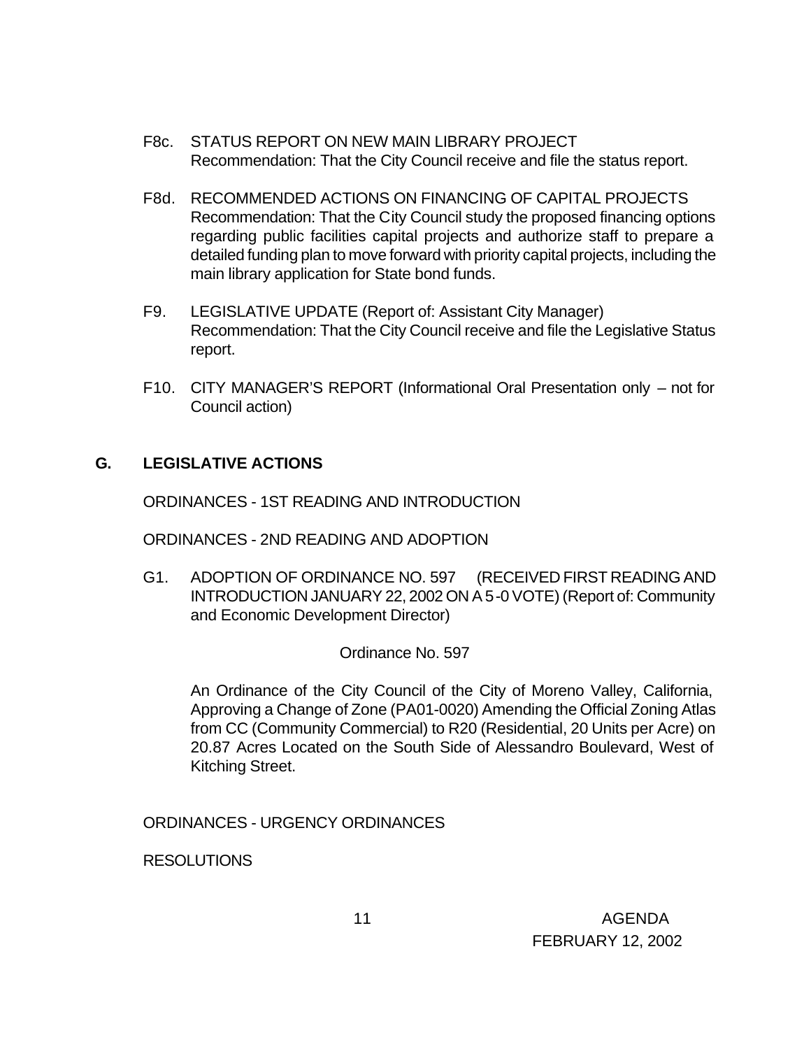F8c. STATUS REPORT ON NEW MAIN LIBRARY PROJECT
Recommendation: That the City Council receive and file the status report.

F8d. RECOMMENDED ACTIONS ON FINANCING OF CAPITAL PROJECTS
Recommendation: That the City Council study the proposed financing options regarding public facilities capital projects and authorize staff to prepare a detailed funding plan to move forward with priority capital projects, including the main library application for State bond funds.

F9. LEGISLATIVE UPDATE (Report of: Assistant City Manager)
Recommendation: That the City Council receive and file the Legislative Status report.

F10. CITY MANAGER'S REPORT (Informational Oral Presentation only – not for Council action)

## G. LEGISLATIVE ACTIONS

ORDINANCES - 1ST READING AND INTRODUCTION

ORDINANCES - 2ND READING AND ADOPTION

G1. ADOPTION OF ORDINANCE NO. 597 (RECEIVED FIRST READING AND INTRODUCTION JANUARY 22, 2002 ON A 5-0 VOTE) (Report of: Community and Economic Development Director)

Ordinance No. 597

An Ordinance of the City Council of the City of Moreno Valley, California, Approving a Change of Zone (PA01-0020) Amending the Official Zoning Atlas from CC (Community Commercial) to R20 (Residential, 20 Units per Acre) on 20.87 Acres Located on the South Side of Alessandro Boulevard, West of Kitching Street.

ORDINANCES - URGENCY ORDINANCES

RESOLUTIONS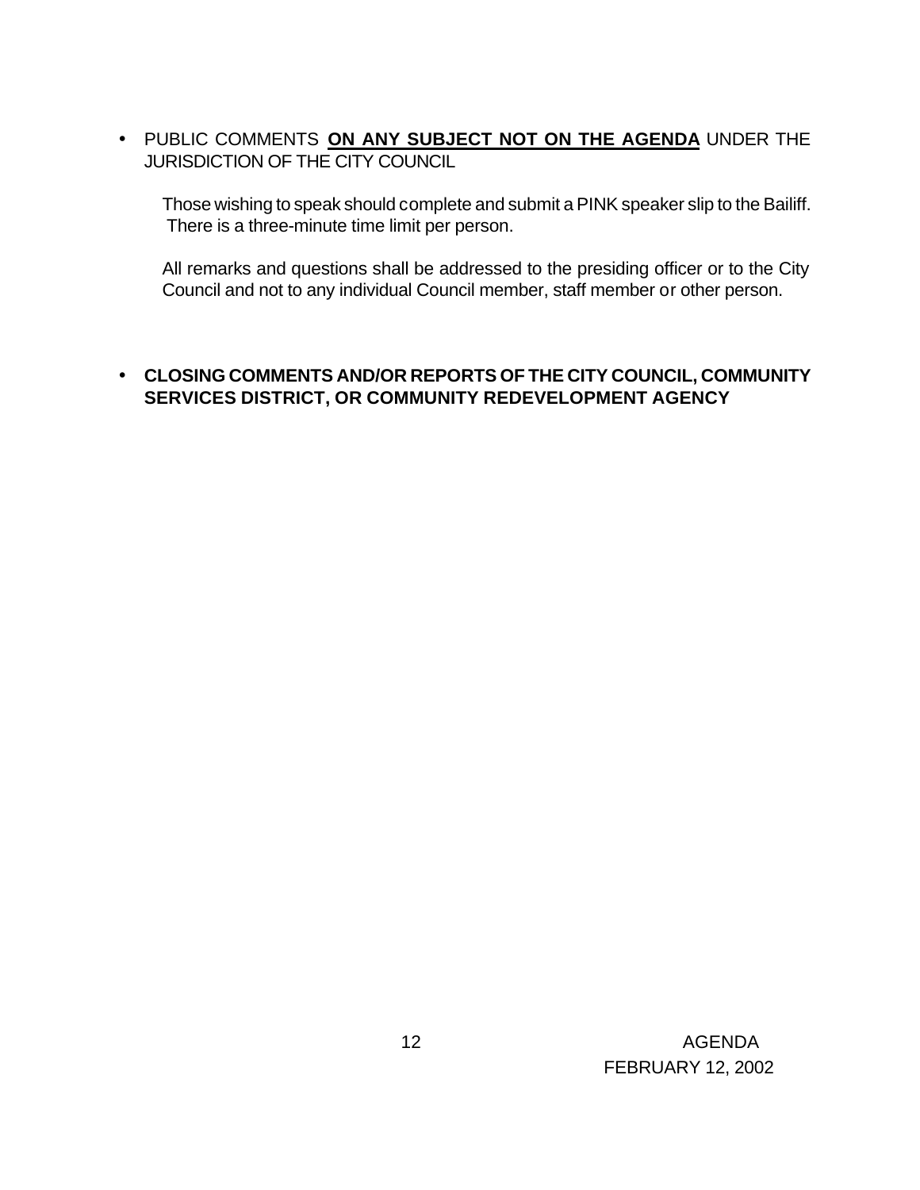- PUBLIC COMMENTS **ON ANY SUBJECT NOT ON THE AGENDA** UNDER THE JURISDICTION OF THE CITY COUNCIL

  Those wishing to speak should complete and submit a PINK speaker slip to the Bailiff. There is a three-minute time limit per person.

  All remarks and questions shall be addressed to the presiding officer or to the City Council and not to any individual Council member, staff member or other person.

- **CLOSING COMMENTS AND/OR REPORTS OF THE CITY COUNCIL, COMMUNITY SERVICES DISTRICT, OR COMMUNITY REDEVELOPMENT AGENCY**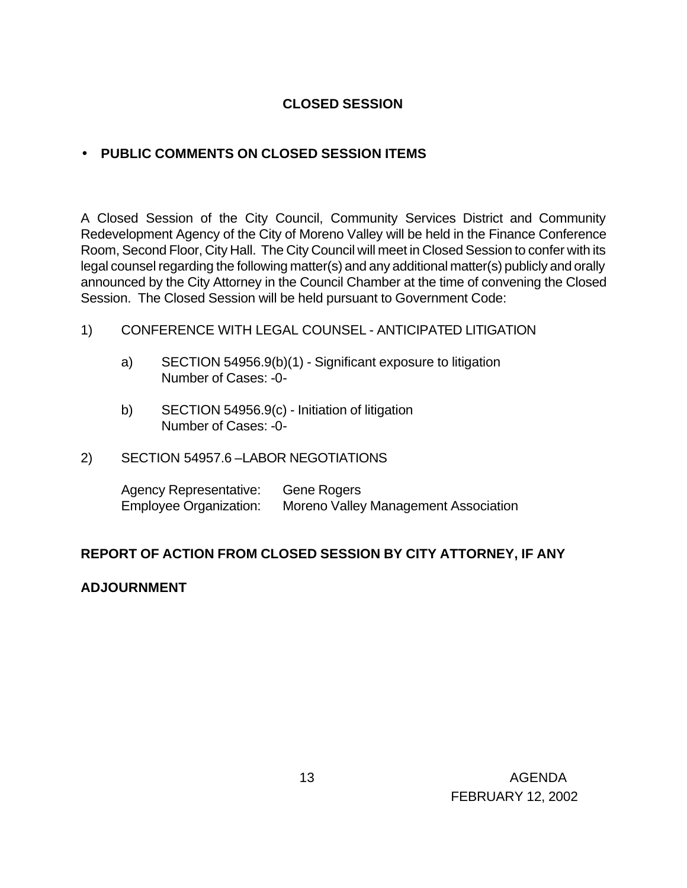## CLOSED SESSION

- **PUBLIC COMMENTS ON CLOSED SESSION ITEMS**

A Closed Session of the City Council, Community Services District and Community Redevelopment Agency of the City of Moreno Valley will be held in the Finance Conference Room, Second Floor, City Hall. The City Council will meet in Closed Session to confer with its legal counsel regarding the following matter(s) and any additional matter(s) publicly and orally announced by the City Attorney in the Council Chamber at the time of convening the Closed Session. The Closed Session will be held pursuant to Government Code:

1) CONFERENCE WITH LEGAL COUNSEL - ANTICIPATED LITIGATION

   a) SECTION 54956.9(b)(1) - Significant exposure to litigation
      Number of Cases: -0-

   b) SECTION 54956.9(c) - Initiation of litigation
      Number of Cases: -0-

2) SECTION 54957.6 –LABOR NEGOTIATIONS

   Agency Representative: Gene Rogers
   Employee Organization: Moreno Valley Management Association

**REPORT OF ACTION FROM CLOSED SESSION BY CITY ATTORNEY, IF ANY**

**ADJOURNMENT**